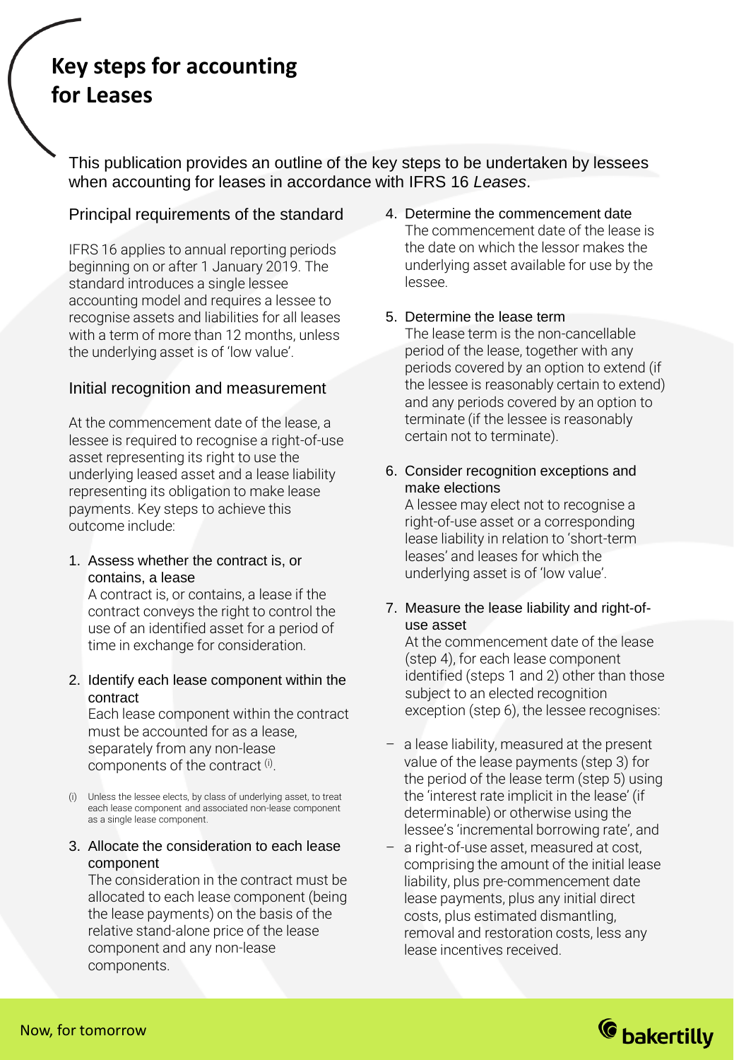# Key steps for accounting for Leases

This publication provides an outline of the key steps to be undertaken by lessees when accounting for leases in accordance with IFRS 16 *Leases*.

## Principal requirements of the standard

IFRS 16 applies to annual reporting periods beginning on or after 1 January 2019. The standard introduces a single lessee accounting model and requires a lessee to recognise assets and liabilities for all leases with a term of more than 12 months, unless the underlying asset is of 'low value'.

## Initial recognition and measurement

At the commencement date of the lease, a lessee is required to recognise a right-of-use asset representing its right to use the underlying leased asset and a lease liability representing its obligation to make lease payments. Key steps to achieve this outcome include:

1. Assess whether the contract is, or contains, a lease
   A contract is, or contains, a lease if the contract conveys the right to control the use of an identified asset for a period of time in exchange for consideration.

2. Identify each lease component within the contract
   Each lease component within the contract must be accounted for as a lease, separately from any non-lease components of the contract [(i)].

(i) Unless the lessee elects, by class of underlying asset, to treat each lease component and associated non-lease component as a single lease component.

3. Allocate the consideration to each lease component
   The consideration in the contract must be allocated to each lease component (being the lease payments) on the basis of the relative stand-alone price of the lease component and any non-lease components.

4. Determine the commencement date
   The commencement date of the lease is the date on which the lessor makes the underlying asset available for use by the lessee.

5. Determine the lease term
   The lease term is the non-cancellable period of the lease, together with any periods covered by an option to extend (if the lessee is reasonably certain to extend) and any periods covered by an option to terminate (if the lessee is reasonably certain not to terminate).

6. Consider recognition exceptions and make elections
   A lessee may elect not to recognise a right-of-use asset or a corresponding lease liability in relation to 'short-term leases' and leases for which the underlying asset is of 'low value'.

7. Measure the lease liability and right-of-use asset
   At the commencement date of the lease (step 4), for each lease component identified (steps 1 and 2) other than those subject to an elected recognition exception (step 6), the lessee recognises:

- a lease liability, measured at the present value of the lease payments (step 3) for the period of the lease term (step 5) using the 'interest rate implicit in the lease' (if determinable) or otherwise using the lessee's 'incremental borrowing rate', and
- a right-of-use asset, measured at cost, comprising the amount of the initial lease liability, plus pre-commencement date lease payments, plus any initial direct costs, plus estimated dismantling, removal and restoration costs, less any lease incentives received.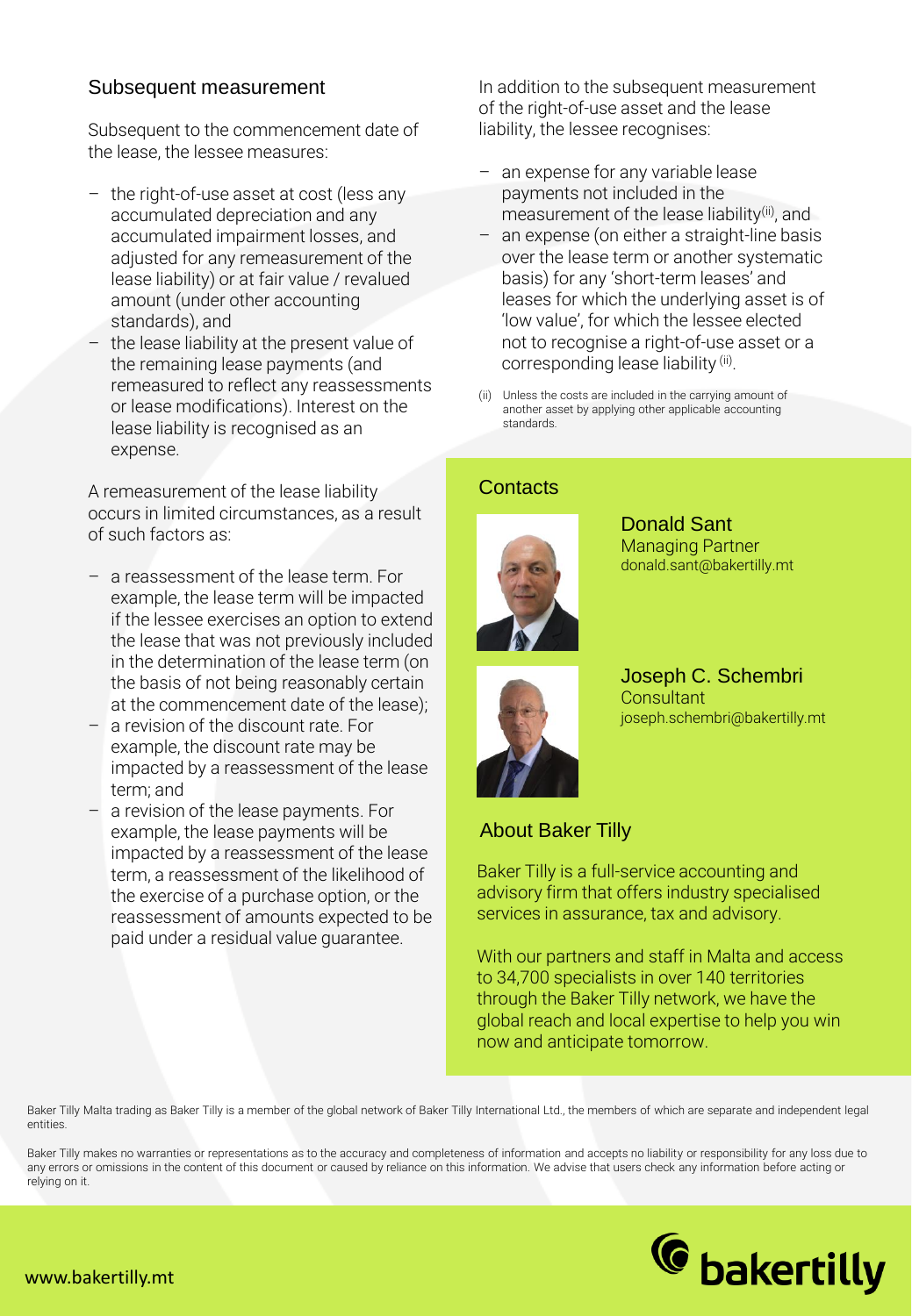## Subsequent measurement

Subsequent to the commencement date of the lease, the lessee measures:

- the right-of-use asset at cost (less any accumulated depreciation and any accumulated impairment losses, and adjusted for any remeasurement of the lease liability) or at fair value / revalued amount (under other accounting standards), and
- the lease liability at the present value of the remaining lease payments (and remeasured to reflect any reassessments or lease modifications). Interest on the lease liability is recognised as an expense.

A remeasurement of the lease liability occurs in limited circumstances, as a result of such factors as:

- a reassessment of the lease term. For example, the lease term will be impacted if the lessee exercises an option to extend the lease that was not previously included in the determination of the lease term (on the basis of not being reasonably certain at the commencement date of the lease);
- a revision of the discount rate. For example, the discount rate may be impacted by a reassessment of the lease term; and
- a revision of the lease payments. For example, the lease payments will be impacted by a reassessment of the lease term, a reassessment of the likelihood of the exercise of a purchase option, or the reassessment of amounts expected to be paid under a residual value guarantee.

In addition to the subsequent measurement of the right-of-use asset and the lease liability, the lessee recognises:

- an expense for any variable lease payments not included in the measurement of the lease liability[(ii)], and
- an expense (on either a straight-line basis over the lease term or another systematic basis) for any 'short-term leases' and leases for which the underlying asset is of 'low value', for which the lessee elected not to recognise a right-of-use asset or a corresponding lease liability [(ii)].

(ii) Unless the costs are included in the carrying amount of another asset by applying other applicable accounting standards.

## Contacts

**Donald Sant**
Managing Partner
donald.sant@bakertilly.mt

**Joseph C. Schembri**
Consultant
joseph.schembri@bakertilly.mt

## About Baker Tilly

Baker Tilly is a full-service accounting and advisory firm that offers industry specialised services in assurance, tax and advisory.

With our partners and staff in Malta and access to 34,700 specialists in over 140 territories through the Baker Tilly network, we have the global reach and local expertise to help you win now and anticipate tomorrow.

Baker Tilly Malta trading as Baker Tilly is a member of the global network of Baker Tilly International Ltd., the members of which are separate and independent legal entities.

Baker Tilly makes no warranties or representations as to the accuracy and completeness of information and accepts no liability or responsibility for any loss due to any errors or omissions in the content of this document or caused by reliance on this information. We advise that users check any information before acting or relying on it.

www.bakertilly.mt

bakertilly